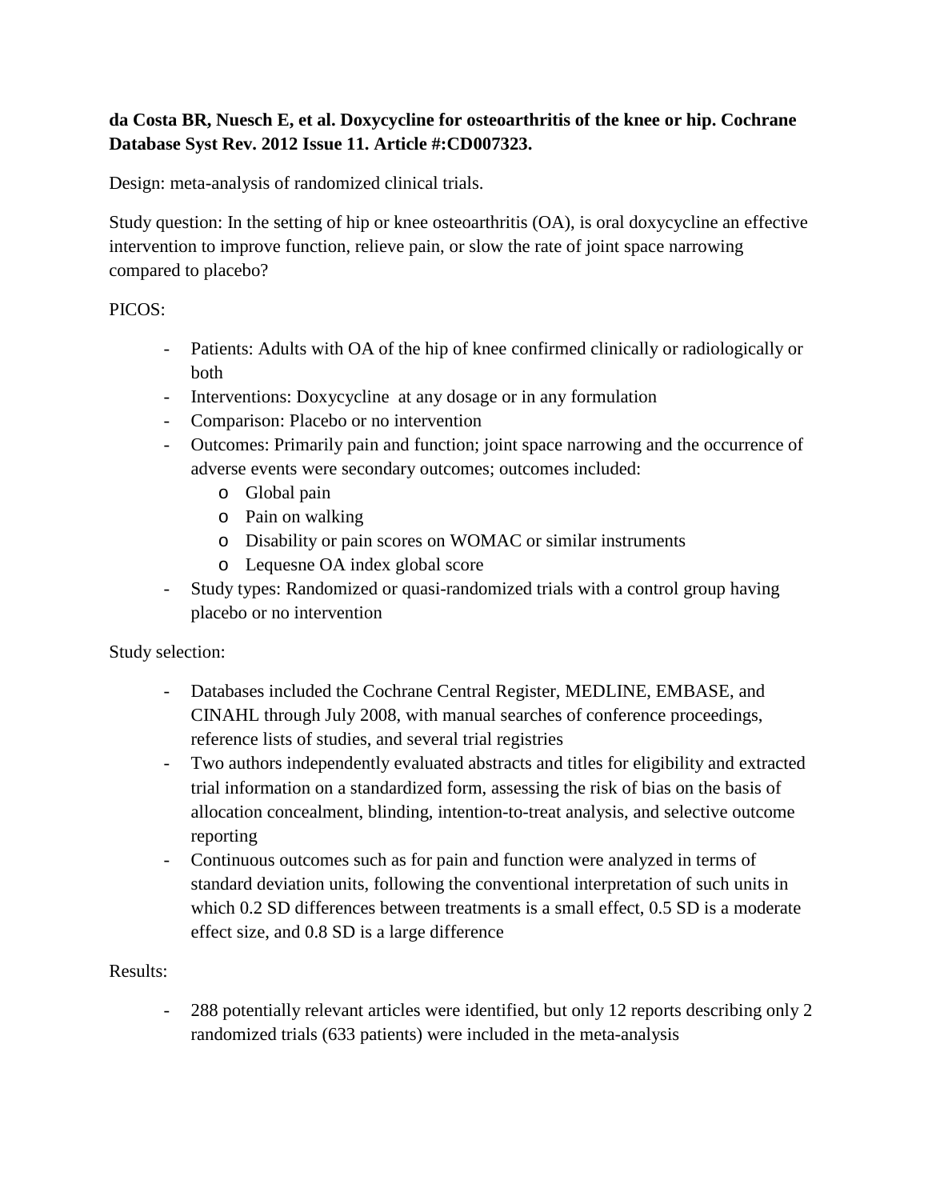**da Costa BR, Nuesch E, et al. Doxycycline for osteoarthritis of the knee or hip. Cochrane Database Syst Rev. 2012 Issue 11. Article #:CD007323.**

Design: meta-analysis of randomized clinical trials.

Study question: In the setting of hip or knee osteoarthritis (OA), is oral doxycycline an effective intervention to improve function, relieve pain, or slow the rate of joint space narrowing compared to placebo?

PICOS:

- Patients: Adults with OA of the hip of knee confirmed clinically or radiologically or both
- Interventions: Doxycycline at any dosage or in any formulation
- Comparison: Placebo or no intervention
- Outcomes: Primarily pain and function; joint space narrowing and the occurrence of adverse events were secondary outcomes; outcomes included:
  - Global pain
  - Pain on walking
  - Disability or pain scores on WOMAC or similar instruments
  - Lequesne OA index global score
- Study types: Randomized or quasi-randomized trials with a control group having placebo or no intervention

Study selection:

- Databases included the Cochrane Central Register, MEDLINE, EMBASE, and CINAHL through July 2008, with manual searches of conference proceedings, reference lists of studies, and several trial registries
- Two authors independently evaluated abstracts and titles for eligibility and extracted trial information on a standardized form, assessing the risk of bias on the basis of allocation concealment, blinding, intention-to-treat analysis, and selective outcome reporting
- Continuous outcomes such as for pain and function were analyzed in terms of standard deviation units, following the conventional interpretation of such units in which 0.2 SD differences between treatments is a small effect, 0.5 SD is a moderate effect size, and 0.8 SD is a large difference

Results:

- 288 potentially relevant articles were identified, but only 12 reports describing only 2 randomized trials (633 patients) were included in the meta-analysis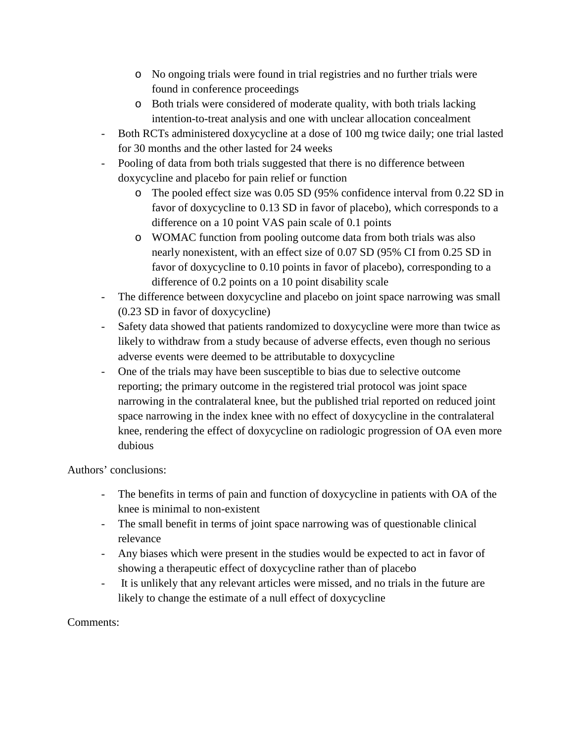- No ongoing trials were found in trial registries and no further trials were found in conference proceedings
  - Both trials were considered of moderate quality, with both trials lacking intention-to-treat analysis and one with unclear allocation concealment
- Both RCTs administered doxycycline at a dose of 100 mg twice daily; one trial lasted for 30 months and the other lasted for 24 weeks
- Pooling of data from both trials suggested that there is no difference between doxycycline and placebo for pain relief or function
  - The pooled effect size was 0.05 SD (95% confidence interval from 0.22 SD in favor of doxycycline to 0.13 SD in favor of placebo), which corresponds to a difference on a 10 point VAS pain scale of 0.1 points
  - WOMAC function from pooling outcome data from both trials was also nearly nonexistent, with an effect size of 0.07 SD (95% CI from 0.25 SD in favor of doxycycline to 0.10 points in favor of placebo), corresponding to a difference of 0.2 points on a 10 point disability scale
- The difference between doxycycline and placebo on joint space narrowing was small (0.23 SD in favor of doxycycline)
- Safety data showed that patients randomized to doxycycline were more than twice as likely to withdraw from a study because of adverse effects, even though no serious adverse events were deemed to be attributable to doxycycline
- One of the trials may have been susceptible to bias due to selective outcome reporting; the primary outcome in the registered trial protocol was joint space narrowing in the contralateral knee, but the published trial reported on reduced joint space narrowing in the index knee with no effect of doxycycline in the contralateral knee, rendering the effect of doxycycline on radiologic progression of OA even more dubious

Authors' conclusions:

- The benefits in terms of pain and function of doxycycline in patients with OA of the knee is minimal to non-existent
- The small benefit in terms of joint space narrowing was of questionable clinical relevance
- Any biases which were present in the studies would be expected to act in favor of showing a therapeutic effect of doxycycline rather than of placebo
- It is unlikely that any relevant articles were missed, and no trials in the future are likely to change the estimate of a null effect of doxycycline

Comments: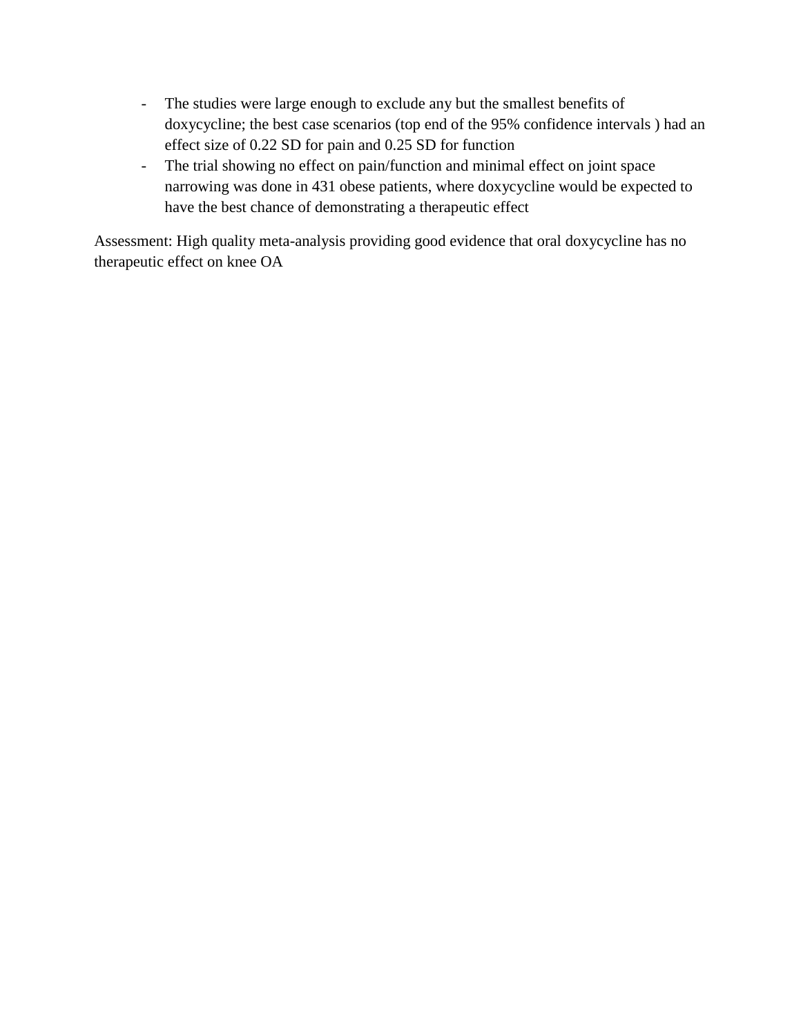- The studies were large enough to exclude any but the smallest benefits of doxycycline; the best case scenarios (top end of the 95% confidence intervals ) had an effect size of 0.22 SD for pain and 0.25 SD for function
- The trial showing no effect on pain/function and minimal effect on joint space narrowing was done in 431 obese patients, where doxycycline would be expected to have the best chance of demonstrating a therapeutic effect

Assessment: High quality meta-analysis providing good evidence that oral doxycycline has no therapeutic effect on knee OA